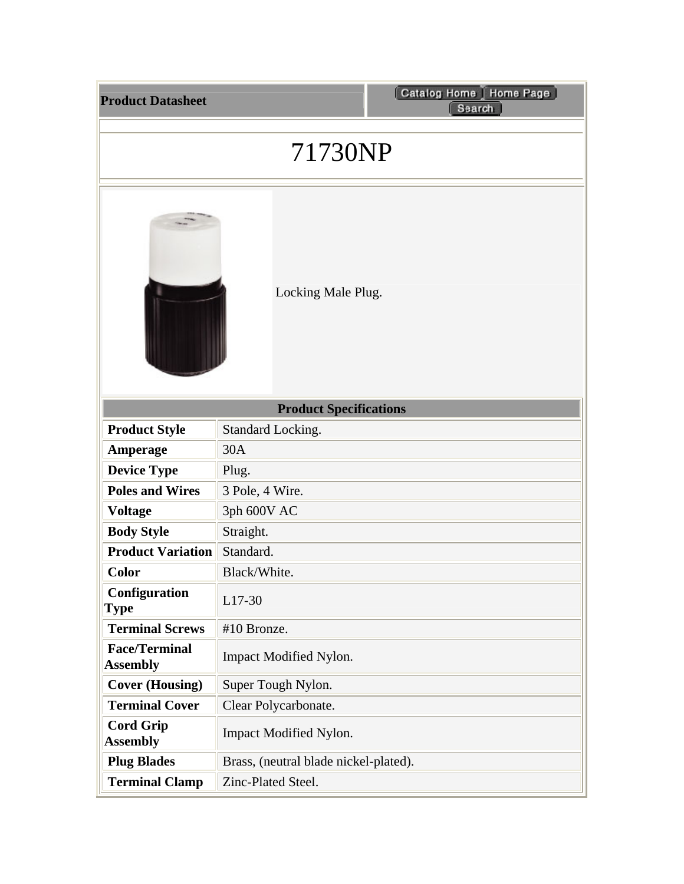**Product Datasheet**

# 71730NP

Locking Male Plug.

| Product Specifications | |
|---|---|
| **Product Style** | Standard Locking. |
| **Amperage** | 30A |
| **Device Type** | Plug. |
| **Poles and Wires** | 3 Pole, 4 Wire. |
| **Voltage** | 3ph 600V AC |
| **Body Style** | Straight. |
| **Product Variation** | Standard. |
| **Color** | Black/White. |
| **Configuration Type** | L17-30 |
| **Terminal Screws** | #10 Bronze. |
| **Face/Terminal Assembly** | Impact Modified Nylon. |
| **Cover (Housing)** | Super Tough Nylon. |
| **Terminal Cover** | Clear Polycarbonate. |
| **Cord Grip Assembly** | Impact Modified Nylon. |
| **Plug Blades** | Brass, (neutral blade nickel-plated). |
| **Terminal Clamp** | Zinc-Plated Steel. |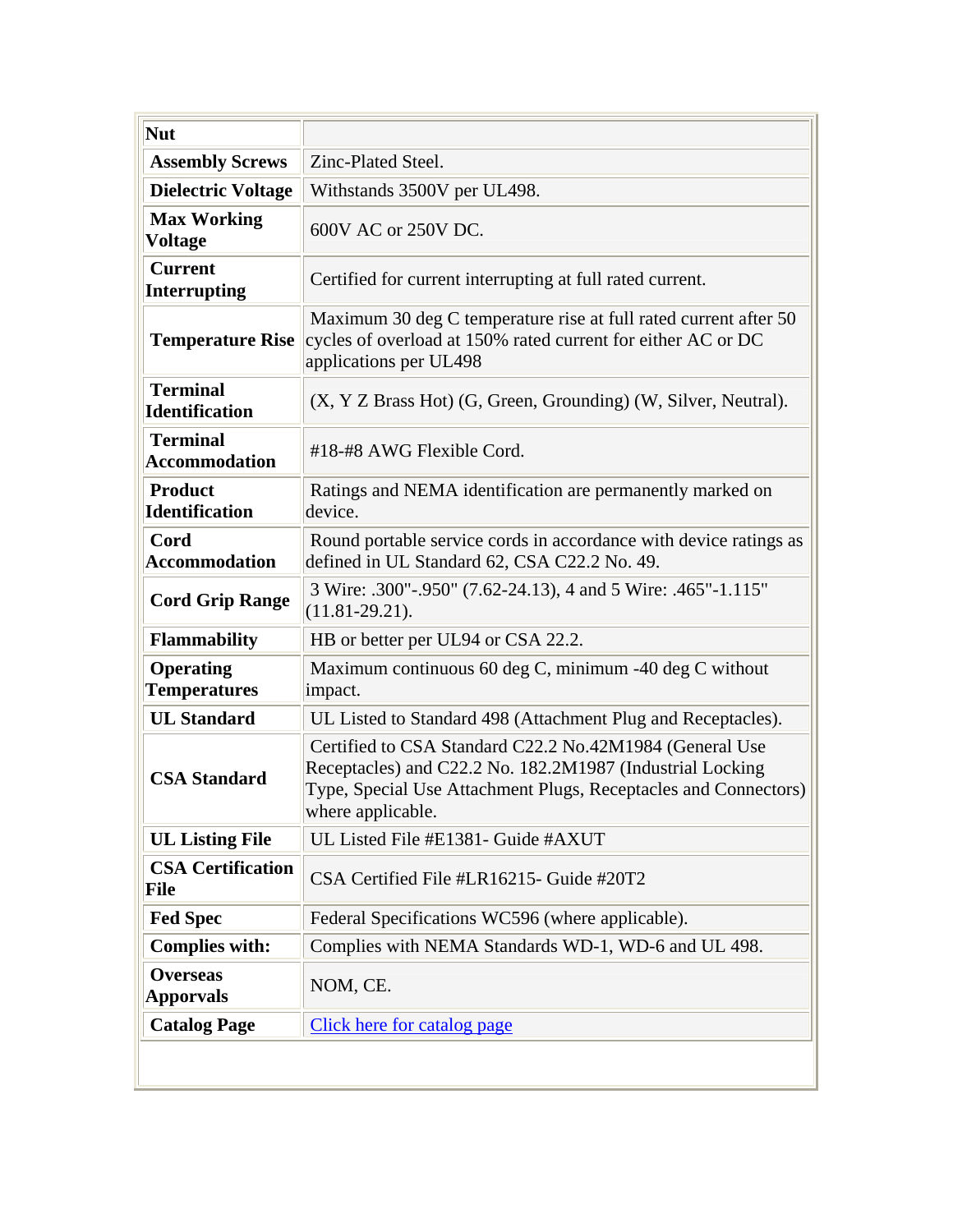| Nut | |
|---|---|
| **Assembly Screws** | Zinc-Plated Steel. |
| **Dielectric Voltage** | Withstands 3500V per UL498. |
| **Max Working Voltage** | 600V AC or 250V DC. |
| **Current Interrupting** | Certified for current interrupting at full rated current. |
| **Temperature Rise** | Maximum 30 deg C temperature rise at full rated current after 50 cycles of overload at 150% rated current for either AC or DC applications per UL498 |
| **Terminal Identification** | (X, Y Z Brass Hot) (G, Green, Grounding) (W, Silver, Neutral). |
| **Terminal Accommodation** | #18-#8 AWG Flexible Cord. |
| **Product Identification** | Ratings and NEMA identification are permanently marked on device. |
| **Cord Accommodation** | Round portable service cords in accordance with device ratings as defined in UL Standard 62, CSA C22.2 No. 49. |
| **Cord Grip Range** | 3 Wire: .300"-.950" (7.62-24.13), 4 and 5 Wire: .465"-1.115" (11.81-29.21). |
| **Flammability** | HB or better per UL94 or CSA 22.2. |
| **Operating Temperatures** | Maximum continuous 60 deg C, minimum -40 deg C without impact. |
| **UL Standard** | UL Listed to Standard 498 (Attachment Plug and Receptacles). |
| **CSA Standard** | Certified to CSA Standard C22.2 No.42M1984 (General Use Receptacles) and C22.2 No. 182.2M1987 (Industrial Locking Type, Special Use Attachment Plugs, Receptacles and Connectors) where applicable. |
| **UL Listing File** | UL Listed File #E1381- Guide #AXUT |
| **CSA Certification File** | CSA Certified File #LR16215- Guide #20T2 |
| **Fed Spec** | Federal Specifications WC596 (where applicable). |
| **Complies with:** | Complies with NEMA Standards WD-1, WD-6 and UL 498. |
| **Overseas Apporvals** | NOM, CE. |
| **Catalog Page** | Click here for catalog page |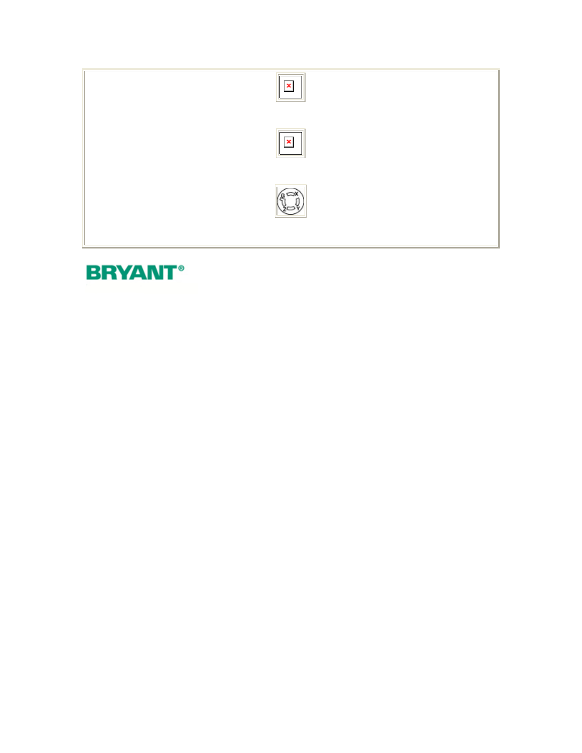BRYANT®